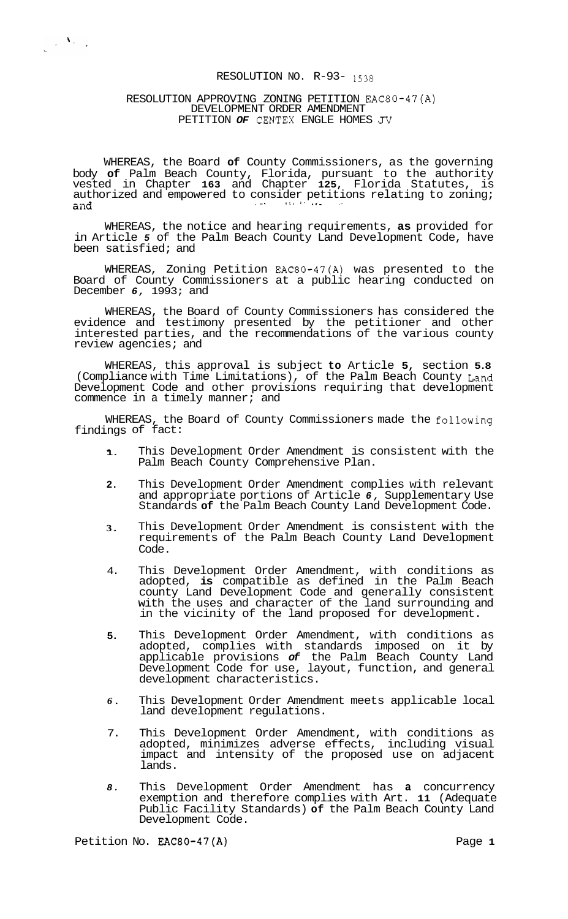RESOLUTION NO. R-93- 1538

RESOLUTION APPROVING ZONING PETITION EAC80-47(A)
DEVELOPMENT ORDER AMENDMENT
PETITION OF CENTEX ENGLE HOMES JV

WHEREAS, the Board of County Commissioners, as the governing body of Palm Beach County, Florida, pursuant to the authority vested in Chapter 163 and Chapter 125, Florida Statutes, is authorized and empowered to consider petitions relating to zoning; and

WHEREAS, the notice and hearing requirements, as provided for in Article 5 of the Palm Beach County Land Development Code, have been satisfied; and

WHEREAS, Zoning Petition EAC80-47(A) was presented to the Board of County Commissioners at a public hearing conducted on December 6, 1993; and

WHEREAS, the Board of County Commissioners has considered the evidence and testimony presented by the petitioner and other interested parties, and the recommendations of the various county review agencies; and

WHEREAS, this approval is subject to Article 5, section 5.8 (Compliance with Time Limitations), of the Palm Beach County Land Development Code and other provisions requiring that development commence in a timely manner; and

WHEREAS, the Board of County Commissioners made the following findings of fact:

1. This Development Order Amendment is consistent with the Palm Beach County Comprehensive Plan.

2. This Development Order Amendment complies with relevant and appropriate portions of Article 6, Supplementary Use Standards of the Palm Beach County Land Development Code.

3. This Development Order Amendment is consistent with the requirements of the Palm Beach County Land Development Code.

4. This Development Order Amendment, with conditions as adopted, is compatible as defined in the Palm Beach county Land Development Code and generally consistent with the uses and character of the land surrounding and in the vicinity of the land proposed for development.

5. This Development Order Amendment, with conditions as adopted, complies with standards imposed on it by applicable provisions of the Palm Beach County Land Development Code for use, layout, function, and general development characteristics.

6. This Development Order Amendment meets applicable local land development regulations.

7. This Development Order Amendment, with conditions as adopted, minimizes adverse effects, including visual impact and intensity of the proposed use on adjacent lands.

8. This Development Order Amendment has a concurrency exemption and therefore complies with Art. 11 (Adequate Public Facility Standards) of the Palm Beach County Land Development Code.

Petition No. EAC80-47(A)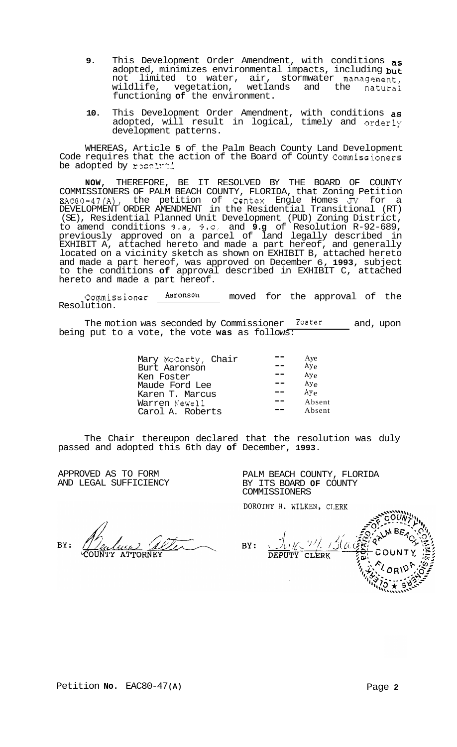9. This Development Order Amendment, with conditions as adopted, minimizes environmental impacts, including but not limited to water, air, stormwater management, wildlife, vegetation, wetlands and the natural functioning of the environment.

10. This Development Order Amendment, with conditions as adopted, will result in logical, timely and orderly development patterns.

WHEREAS, Article 5 of the Palm Beach County Land Development Code requires that the action of the Board of County Commissioners be adopted by resolution.

NOW, THEREFORE, BE IT RESOLVED BY THE BOARD OF COUNTY COMMISSIONERS OF PALM BEACH COUNTY, FLORIDA, that Zoning Petition EAC80-47(A), the petition of Centex Engle Homes JV for a DEVELOPMENT ORDER AMENDMENT in the Residential Transitional (RT) (SE), Residential Planned Unit Development (PUD) Zoning District, to amend conditions 9.a, 9.c, and 9.g of Resolution R-92-689, previously approved on a parcel of land legally described in EXHIBIT A, attached hereto and made a part hereof, and generally located on a vicinity sketch as shown on EXHIBIT B, attached hereto and made a part hereof, was approved on December 6, 1993, subject to the conditions of approval described in EXHIBIT C, attached hereto and made a part hereof.

Commissioner Aaronson moved for the approval of the Resolution.

The motion was seconded by Commissioner Foster and, upon being put to a vote, the vote was as follows:

| | | |
|---|---|---|
| Mary McCarty, Chair | -- | Aye |
| Burt Aaronson | -- | Aye |
| Ken Foster | -- | Aye |
| Maude Ford Lee | -- | Aye |
| Karen T. Marcus | -- | Aye |
| Warren Newell | -- | Absent |
| Carol A. Roberts | -- | Absent |

The Chair thereupon declared that the resolution was duly passed and adopted this 6th day of December, 1993.

APPROVED AS TO FORM AND LEGAL SUFFICIENCY

BY: COUNTY ATTORNEY

PALM BEACH COUNTY, FLORIDA BY ITS BOARD OF COUNTY COMMISSIONERS

DOROTHY H. WILKEN, CLERK

BY: DEPUTY CLERK

Petition No. EAC80-47(A)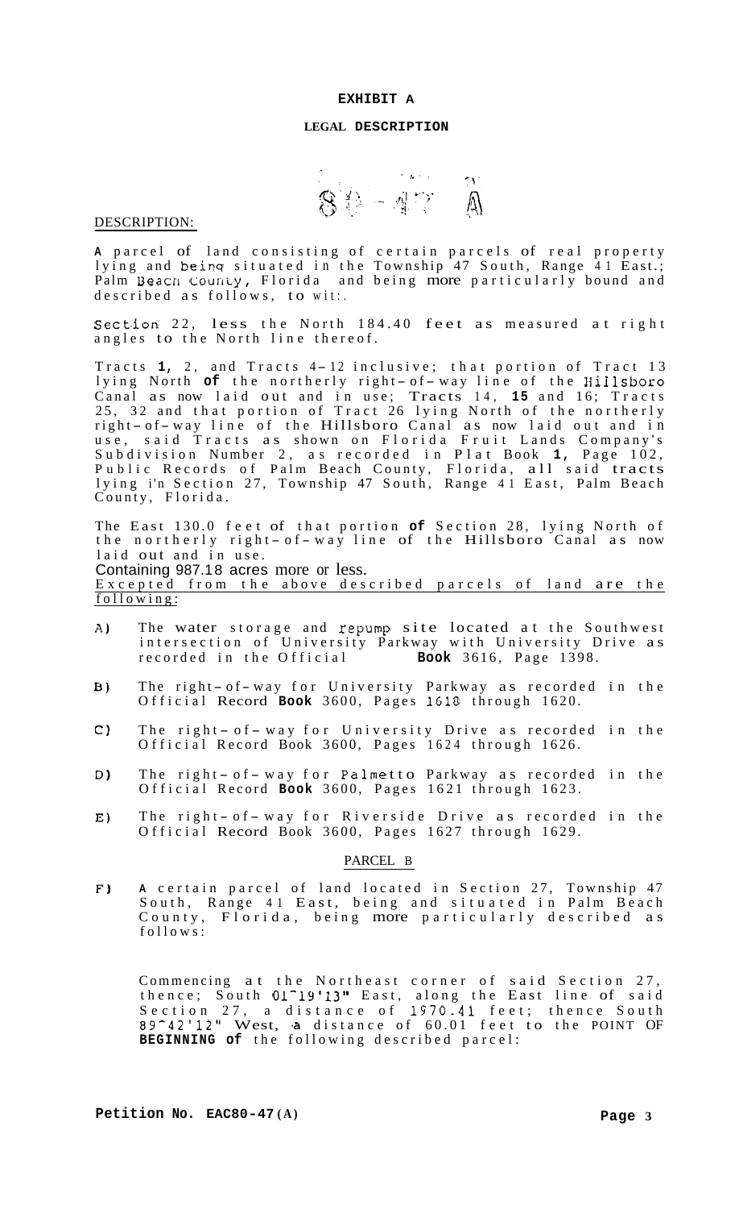# EXHIBIT A

## LEGAL DESCRIPTION

80-47 A

DESCRIPTION:

A parcel of land consisting of certain parcels of real property lying and being situated in the Township 47 South, Range 41 East.; Palm Beach County, Florida and being more particularly bound and described as follows, to wit:.

Section 22, less the North 184.40 feet as measured at right angles to the North line thereof.

Tracts 1, 2, and Tracts 4-12 inclusive; that portion of Tract 13 lying North of the northerly right-of-way line of the Hillsboro Canal as now laid out and in use; Tracts 14, 15 and 16; Tracts 25, 32 and that portion of Tract 26 lying North of the northerly right-of-way line of the Hillsboro Canal as now laid out and in use, said Tracts as shown on Florida Fruit Lands Company's Subdivision Number 2, as recorded in Plat Book 1, Page 102, Public Records of Palm Beach County, Florida, all said tracts lying i'n Section 27, Township 47 South, Range 41 East, Palm Beach County, Florida.

The East 130.0 feet of that portion of Section 28, lying North of the northerly right-of-way line of the Hillsboro Canal as now laid out and in use.

Containing 987.18 acres more or less.

Excepted from the above described parcels of land are the following:

A) The water storage and repump site located at the Southwest intersection of University Parkway with University Drive as recorded in the Official Book 3616, Page 1398.

B) The right-of-way for University Parkway as recorded in the Official Record Book 3600, Pages 1618 through 1620.

C) The right-of-way for University Drive as recorded in the Official Record Book 3600, Pages 1624 through 1626.

D) The right-of-way for Palmetto Parkway as recorded in the Official Record Book 3600, Pages 1621 through 1623.

E) The right-of-way for Riverside Drive as recorded in the Official Record Book 3600, Pages 1627 through 1629.

PARCEL B

F) A certain parcel of land located in Section 27, Township 47 South, Range 41 East, being and situated in Palm Beach County, Florida, being more particularly described as follows:

Commencing at the Northeast corner of said Section 27, thence; South 01°19'13" East, along the East line of said Section 27, a distance of 1970.41 feet; thence South 89°42'12" West, a distance of 60.01 feet to the POINT OF BEGINNING of the following described parcel:

Petition No. EAC80-47(A)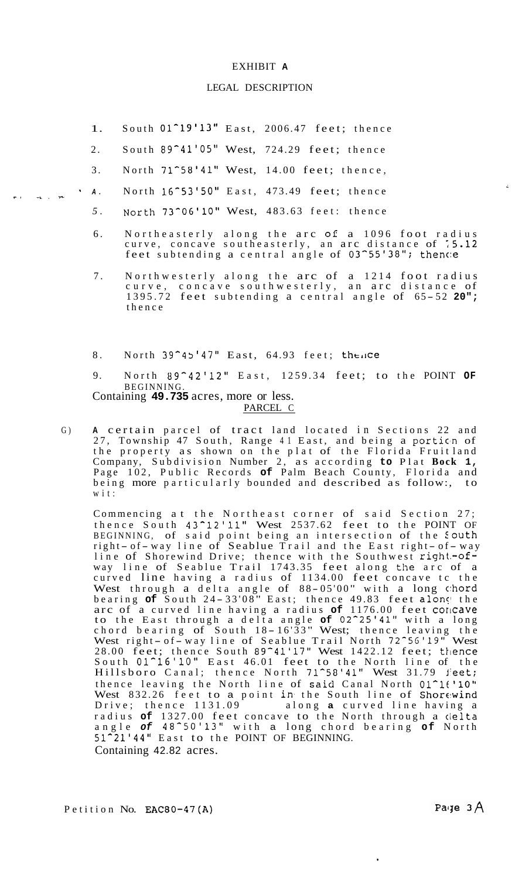# EXHIBIT A

## LEGAL DESCRIPTION

1. South 01°19'13" East, 2006.47 feet; thence
2. South 89°41'05" West, 724.29 feet; thence
3. North 71°58'41" West, 14.00 feet; thence,
4. North 16°53'50" East, 473.49 feet; thence
5. North 73°06'10" West, 483.63 feet: thence
6. Northeasterly along the arc of a 1096 foot radius curve, concave southeasterly, an arc distance of 75.12 feet subtending a central angle of 03°55'38"; thence
7. Northwesterly along the arc of a 1214 foot radius curve, concave southwesterly, an arc distance of 1395.72 feet subtending a central angle of 65-52 20"; thence
8. North 39°45'47" East, 64.93 feet; thence
9. North 89°42'12" East, 1259.34 feet; to the POINT OF BEGINNING.

Containing **49.735** acres, more or less.

PARCEL C

G) A certain parcel of tract land located in Sections 22 and 27, Township 47 South, Range 41 East, and being a portion of the property as shown on the plat of the Florida Fruitland Company, Subdivision Number 2, as according to Plat Bock 1, Page 102, Public Records of Palm Beach County, Florida and being more particularly bounded and described as follows, to wit:

Commencing at the Northeast corner of said Section 27; thence South 43°12'11" West 2537.62 feet to the POINT OF BEGINNING, of said point being an intersection of the South right-of-way line of Seablue Trail and the East right-of-way line of Shorewind Drive; thence with the Southwest right-of-way line of Seablue Trail 1743.35 feet along the arc of a curved line having a radius of 1134.00 feet concave to the West through a delta angle of 88-05'00" with a long chord bearing of South 24-33'08" East; thence 49.83 feet along the arc of a curved line having a radius of 1176.00 feet concave to the East through a delta angle of 02°25'41" with a long chord bearing of South 18-16'33" West; thence leaving the West right-of-way line of Seablue Trail North 72°56'19" West 28.00 feet; thence South 89°41'17" West 1422.12 feet; thence South 01°16'10" East 46.01 feet to the North line of the Hillsboro Canal; thence North 71°58'41" West 31.79 feet; thence leaving the North line of said Canal North 01°16'10" West 832.26 feet to a point in the South line of Shorewind Drive; thence 1131.09 along a curved line having a radius of 1327.00 feet concave to the North through a delta angle of 48°50'13" with a long chord bearing of North 51°21'44" East to the POINT OF BEGINNING.

Containing 42.82 acres.

Petition No. EAC80-47(A)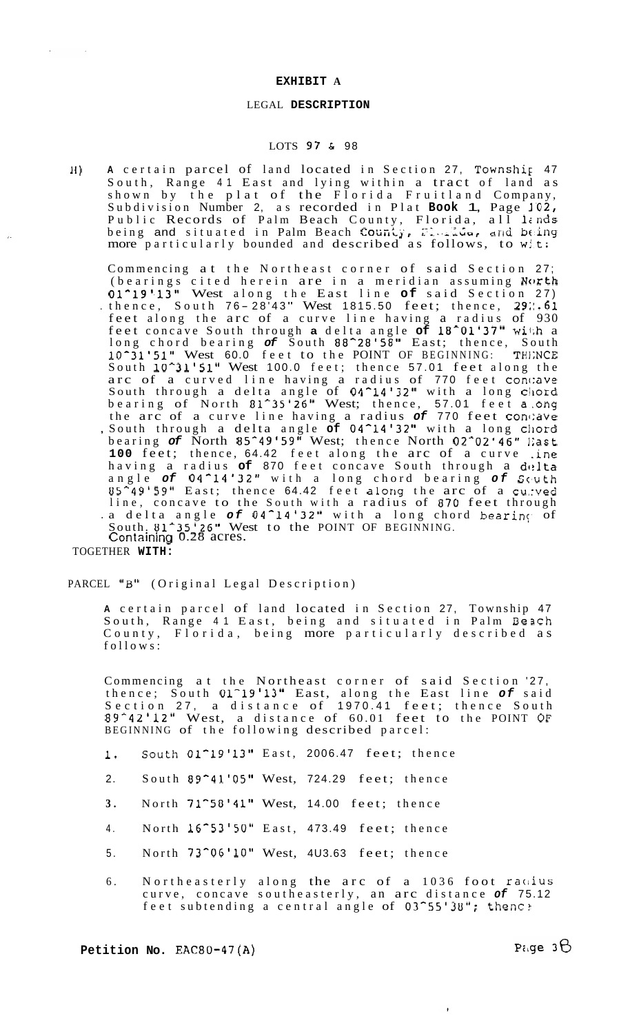# EXHIBIT A

## LEGAL DESCRIPTION

LOTS 97 & 98

1) A certain parcel of land located in Section 27, Township 47 South, Range 41 East and lying within a tract of land as shown by the plat of the Florida Fruitland Company, Subdivision Number 2, as recorded in Plat Book 1, Page 102, Public Records of Palm Beach County, Florida, all lands being and situated in Palm Beach County, Florida, and being more particularly bounded and described as follows, to wit:

Commencing at the Northeast corner of said Section 27; (bearings cited herein are in a meridian assuming North 01°19'13" West along the East line of said Section 27) thence, South 76-28'43" West 1815.50 feet; thence, 293.61 feet along the arc of a curve line having a radius of 930 feet concave South through a delta angle of 18°01'37" with a long chord bearing of South 88°28'58" East; thence, South 10°31'51" West 60.0 feet to the POINT OF BEGINNING: THENCE South 10°31'51" West 100.0 feet; thence 57.01 feet along the arc of a curved line having a radius of 770 feet concave South through a delta angle of 04°14'32" with a long chord bearing of North 81°35'26" West; thence, 57.01 feet along the arc of a curve line having a radius of 770 feet concave South through a delta angle of 04°14'32" with a long chord bearing of North 85°49'59" West; thence North 02°02'46" East 100 feet; thence, 64.42 feet along the arc of a curve line having a radius of 870 feet concave South through a delta angle of 04°14'32" with a long chord bearing of South 85°49'59" East; thence 64.42 feet along the arc of a curved line, concave to the South with a radius of 870 feet through a delta angle of 04°14'32" with a long chord bearing of South 81°35'26" West to the POINT OF BEGINNING.
Containing 0.28 acres.

TOGETHER WITH:

PARCEL "B" (Original Legal Description)

A certain parcel of land located in Section 27, Township 47 South, Range 41 East, being and situated in Palm Beach County, Florida, being more particularly described as follows:

Commencing at the Northeast corner of said Section 27, thence; South 01°19'13" East, along the East line of said Section 27, a distance of 1970.41 feet; thence South 89°42'12" West, a distance of 60.01 feet to the POINT OF BEGINNING of the following described parcel:

1. South 01°19'13" East, 2006.47 feet; thence
2. South 89°41'05" West, 724.29 feet; thence
3. North 71°58'41" West, 14.00 feet; thence
4. North 16°53'50" East, 473.49 feet; thence
5. North 73°06'10" West, 403.63 feet; thence
6. Northeasterly along the arc of a 1036 foot radius curve, concave southeasterly, an arc distance of 75.12 feet subtending a central angle of 03°55'38"; thence

**Petition No.** EAC80-47(A)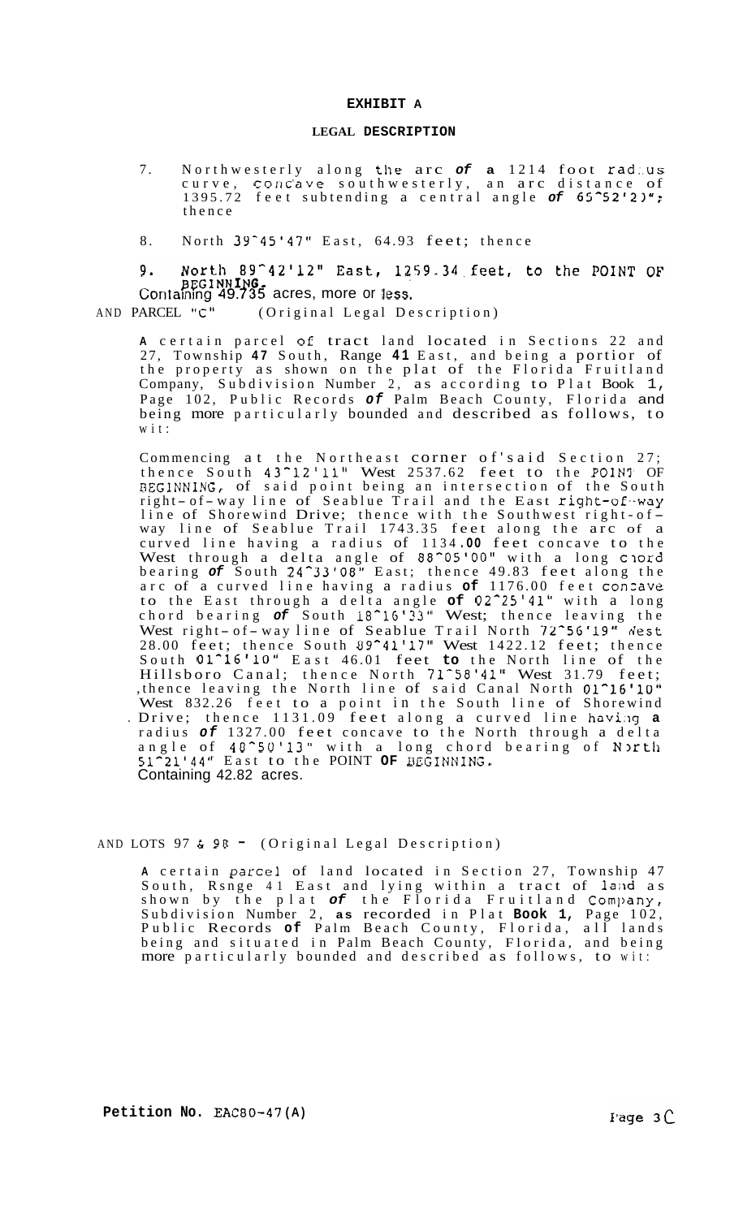# EXHIBIT A

## LEGAL DESCRIPTION

7. Northwesterly along the arc of a 1214 foot radius curve, concave southwesterly, an arc distance of 1395.72 feet subtending a central angle of 65°52'2)"; thence

8. North 39°45'47" East, 64.93 feet; thence

9. North 89°42'12" East, 1259.34 feet, to the POINT OF BEGINNING.

Containing 49.735 acres, more or less.

AND PARCEL "C" (Original Legal Description)

A certain parcel of tract land located in Sections 22 and 27, Township 47 South, Range 41 East, and being a portion of the property as shown on the plat of the Florida Fruitland Company, Subdivision Number 2, as according to Plat Book 1, Page 102, Public Records of Palm Beach County, Florida and being more particularly bounded and described as follows, to wit:

Commencing at the Northeast corner of said Section 27; thence South 43°12'11" West 2537.62 feet to the POINT OF BEGINNING, of said point being an intersection of the South right-of-way line of Seablue Trail and the East right-of-way line of Shorewind Drive; thence with the Southwest right-of-way line of Seablue Trail 1743.35 feet along the arc of a curved line having a radius of 1134.00 feet concave to the West through a delta angle of 88°05'00" with a long chord bearing of South 24°33'08" East; thence 49.83 feet along the arc of a curved line having a radius of 1176.00 feet concave to the East through a delta angle of 02°25'41" with a long chord bearing of South 18°16'33" West; thence leaving the West right-of-way line of Seablue Trail North 72°56'19" West 28.00 feet; thence South 89°41'17" West 1422.12 feet; thence South 01°16'10" East 46.01 feet to the North line of the Hillsboro Canal; thence North 71°58'41" West 31.79 feet; thence leaving the North line of said Canal North 01°16'10" West 832.26 feet to a point in the South line of Shorewind Drive; thence 1131.09 feet along a curved line having a radius of 1327.00 feet concave to the North through a delta angle of 48°50'13" with a long chord bearing of North 51°21'44" East to the POINT OF BEGINNING.

Containing 42.82 acres.

AND LOTS 97 & 98 - (Original Legal Description)

A certain parcel of land located in Section 27, Township 47 South, Rsnge 41 East and lying within a tract of land as shown by the plat of the Florida Fruitland Company, Subdivision Number 2, as recorded in Plat Book 1, Page 102, Public Records of Palm Beach County, Florida, all lands being and situated in Palm Beach County, Florida, and being more particularly bounded and described as follows, to wit:

**Petition No.** EAC80-47(A)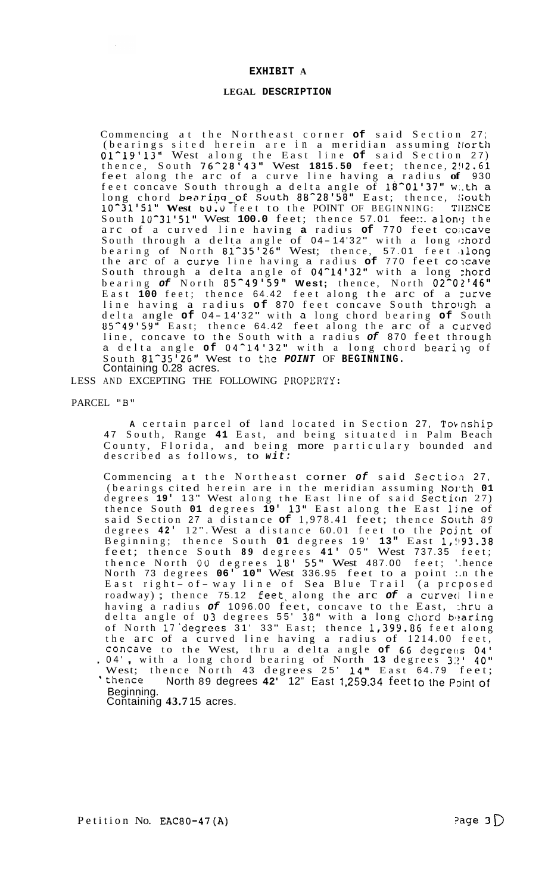# EXHIBIT A

## LEGAL DESCRIPTION

Commencing at the Northeast corner **of** said Section 27; (bearings sited herein are in a meridian assuming North 01°19'13" West along the East line **of** said Section 27) thence, South 76°28'43" West **1815.50** feet; thence, 292.61 feet along the arc of a curve line having a radius **of** 930 feet concave South through a delta angle of 18°01'37" with a long chord bearing of South 88°28'58" East; thence, South 10°31'51" **West** 60.0 feet to the POINT OF BEGINNING: THENCE South 10°31'51" West **100.0** feet; thence 57.01 feet along the arc of a curved line having **a** radius **of** 770 feet concave South through a delta angle of 04-14'32" with a long chord bearing of North 81°35'26" West; thence, 57.01 feet along the arc of a curve line having a radius **of** 770 feet concave South through a delta angle of 04°14'32" with a long chord bearing ***of*** North 85°49'59" **West**; thence, North 02°02'46" East **100** feet; thence 64.42 feet along the arc of a curve line having a radius **of** 870 feet concave South through a delta angle **of** 04-14'32" with a long chord bearing **of** South 85°49'59" East; thence 64.42 feet along the arc of a curved line, concave to the South with a radius ***of*** 870 feet through a delta angle **of** 04°14'32" with a long chord bearing of South 81°35'26" West to the ***POINT*** OF **BEGINNING.**
Containing 0.28 acres.

LESS AND EXCEPTING THE FOLLOWING PROPERTY:

PARCEL "B"

**A** certain parcel of land located in Section 27, Township 47 South, Range **41** East, and being situated in Palm Beach County, Florida, and being more particulary bounded and described as follows, to ***wit:***

Commencing at the Northeast corner ***of*** said Section 27, (bearings cited herein are in the meridian assuming North **01** degrees **19'** 13" West along the East line of said Section 27) thence South **01** degrees **19'** 13" East along the East line of said Section 27 a distance **of** 1,978.41 feet; thence South 89 degrees **42'** 12". West a distance 60.01 feet to the Point of Beginning; thence South **01** degrees 19' **13"** East 1,993.38 feet; thence South **89** degrees **41'** 05" West 737.35 feet; thence North 00 degrees 18' 55" West 487.00 feet; thence North 73 degrees **06' 10"** West 336.95 feet to a point on the East right-of-way line of Sea Blue Trail (a proposed roadway); thence 75.12 feet along the arc ***of*** a curved line having a radius ***of*** 1096.00 feet, concave to the East, thru a delta angle of 03 degrees 55' 38" with a long chord bearing of North 17 degrees 31' 33" East; thence 1,399.86 feet along the arc of a curved line having a radius of 1214.00 feet, concave to the West, thru a delta angle **of** 66 degrees 04', 04", with a long chord bearing of North **13** degrees 32' 40" West; thence North 43 degrees 25' 14" East 64.79 feet; thence North 89 degrees **42'** 12" East 1,259.34 feet to the Point of Beginning.
Containing **43.7**15 acres.

Petition No. EAC80-47(A)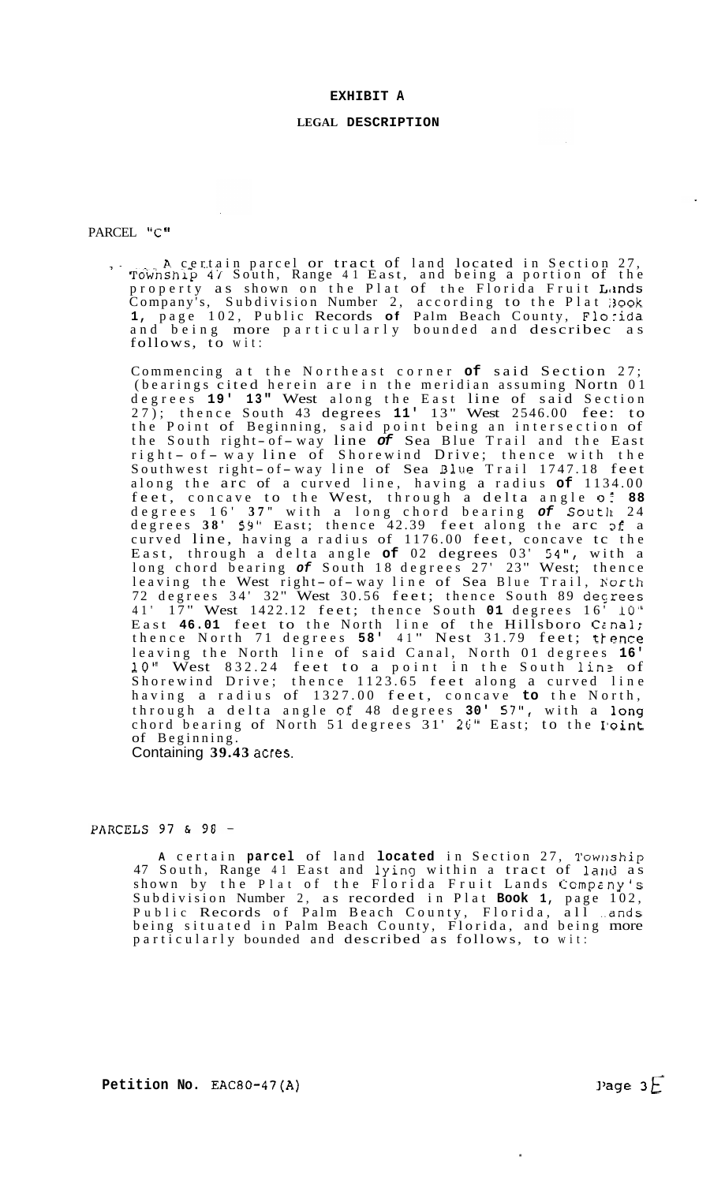# EXHIBIT A

## LEGAL DESCRIPTION

PARCEL "C"

A certain parcel or tract of land located in Section 27, Township 47 South, Range 41 East, and being a portion of the property as shown on the Plat of the Florida Fruit Lands Company's, Subdivision Number 2, according to the Plat Book 1, page 102, Public Records of Palm Beach County, Florida and being more particularly bounded and described as follows, to wit:

Commencing at the Northeast corner of said Section 27; (bearings cited herein are in the meridian assuming North 01 degrees 19' 13" West along the East line of said Section 27); thence South 43 degrees 11' 13" West 2546.00 feet to the Point of Beginning, said point being an intersection of the South right-of-way line of Sea Blue Trail and the East right-of-way line of Shorewind Drive; thence with the Southwest right-of-way line of Sea Blue Trail 1747.18 feet along the arc of a curved line, having a radius of 1134.00 feet, concave to the West, through a delta angle of 88 degrees 16' 37" with a long chord bearing of South 24 degrees 38' 59" East; thence 42.39 feet along the arc of a curved line, having a radius of 1176.00 feet, concave to the East, through a delta angle of 02 degrees 03' 54", with a long chord bearing of South 18 degrees 27' 23" West; thence leaving the West right-of-way line of Sea Blue Trail, North 72 degrees 34' 32" West 30.56 feet; thence South 89 degrees 41' 17" West 1422.12 feet; thence South 01 degrees 16' 10" East 46.01 feet to the North line of the Hillsboro Canal; thence North 71 degrees 58' 41" West 31.79 feet; thence leaving the North line of said Canal, North 01 degrees 16' 10" West 832.24 feet to a point in the South line of Shorewind Drive; thence 1123.65 feet along a curved line having a radius of 1327.00 feet, concave to the North, through a delta angle of 48 degrees 30' 57", with a long chord bearing of North 51 degrees 31' 26" East; to the Point of Beginning.

Containing 39.43 acres.

PARCELS 97 & 98 -

A certain parcel of land located in Section 27, Township 47 South, Range 41 East and lying within a tract of land as shown by the Plat of the Florida Fruit Lands Company's Subdivision Number 2, as recorded in Plat Book 1, page 102, Public Records of Palm Beach County, Florida, all lands being situated in Palm Beach County, Florida, and being more particularly bounded and described as follows, to wit:

Petition No. EAC80-47(A)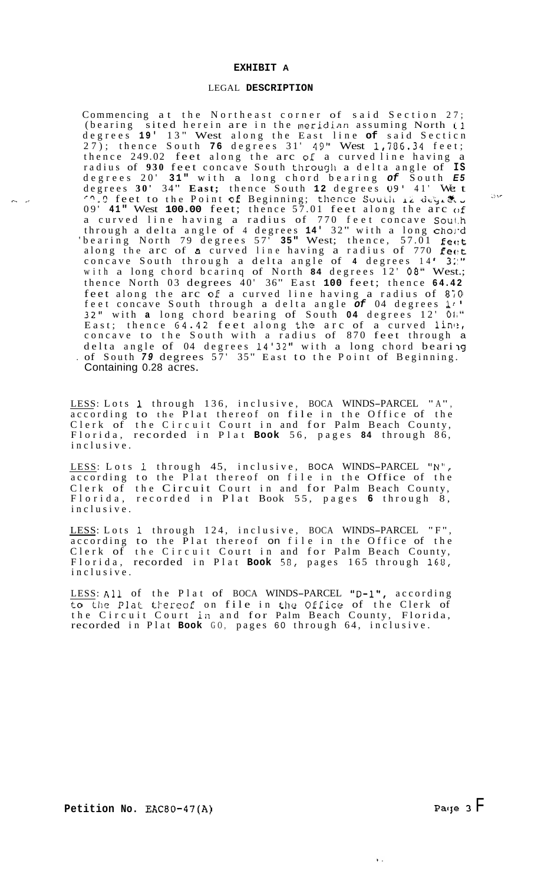# EXHIBIT A

## LEGAL DESCRIPTION

Commencing at the Northeast corner of said Section 27; (bearing sited herein are in the meridian assuming North 11 degrees 19' 13" West along the East line of said Section 27); thence South 76 degrees 31' 49" West 1,786.34 feet; thence 249.02 feet along the arc of a curved line having a radius of 930 feet concave South through a delta angle of 15 degrees 20' 31" with a long chord bearing of South 85 degrees 30' 34" East; thence South 12 degrees 09' 41' West 10.0 feet to the Point of Beginning; thence South 12 degrees 09' 41" West 100.00 feet; thence 57.01 feet along the arc of a curved line having a radius of 770 feet concave South through a delta angle of 4 degrees 14' 32" with a long chord bearing North 79 degrees 57' 35" West; thence, 57.01 feet along the arc of a curved line having a radius of 770 feet concave South through a delta angle of 4 degrees 14' 32" with a long chord bearing of North 84 degrees 12' 08" West.; thence North 03 degrees 40' 36" East 100 feet; thence 64.42 feet along the arc of a curved line having a radius of 870 feet concave South through a delta angle of 04 degrees 14' 32" with a long chord bearing of South 04 degrees 12' 08" East; thence 64.42 feet along the arc of a curved line, concave to the South with a radius of 870 feet through a delta angle of 04 degrees 14'32" with a long chord bearing of South 79 degrees 57' 35" East to the Point of Beginning. Containing 0.28 acres.

LESS: Lots 1 through 136, inclusive, BOCA WINDS-PARCEL "A", according to the Plat thereof on file in the Office of the Clerk of the Circuit Court in and for Palm Beach County, Florida, recorded in Plat Book 56, pages 84 through 86, inclusive.

LESS: Lots 1 through 45, inclusive, BOCA WINDS-PARCEL "N", according to the Plat thereof on file in the Office of the Clerk of the Circuit Court in and for Palm Beach County, Florida, recorded in Plat Book 55, pages 6 through 8, inclusive.

LESS: Lots 1 through 124, inclusive, BOCA WINDS-PARCEL "F", according to the Plat thereof on file in the Office of the Clerk of the Circuit Court in and for Palm Beach County, Florida, recorded in Plat Book 58, pages 165 through 168, inclusive.

LESS: All of the Plat of BOCA WINDS-PARCEL "D-1", according to the Plat thereof on file in the Office of the Clerk of the Circuit Court in and for Palm Beach County, Florida, recorded in Plat Book 60, pages 60 through 64, inclusive.

**Petition No.** EAC80-47(A)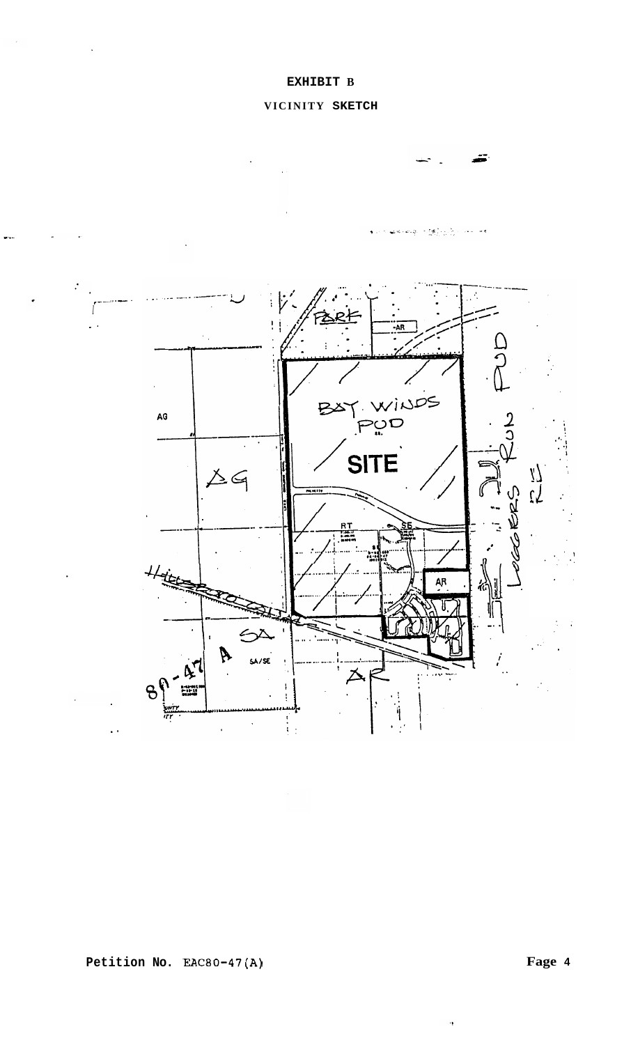# EXHIBIT B

## VICINITY SKETCH

PARK

AR

AG

AG

BAY WINDS PUD

SITE

RT

SE

AR

SA

A

SA/SE

80-47

AR

PUD

LOGGERS RUN

Petition No. EAC80-47(A)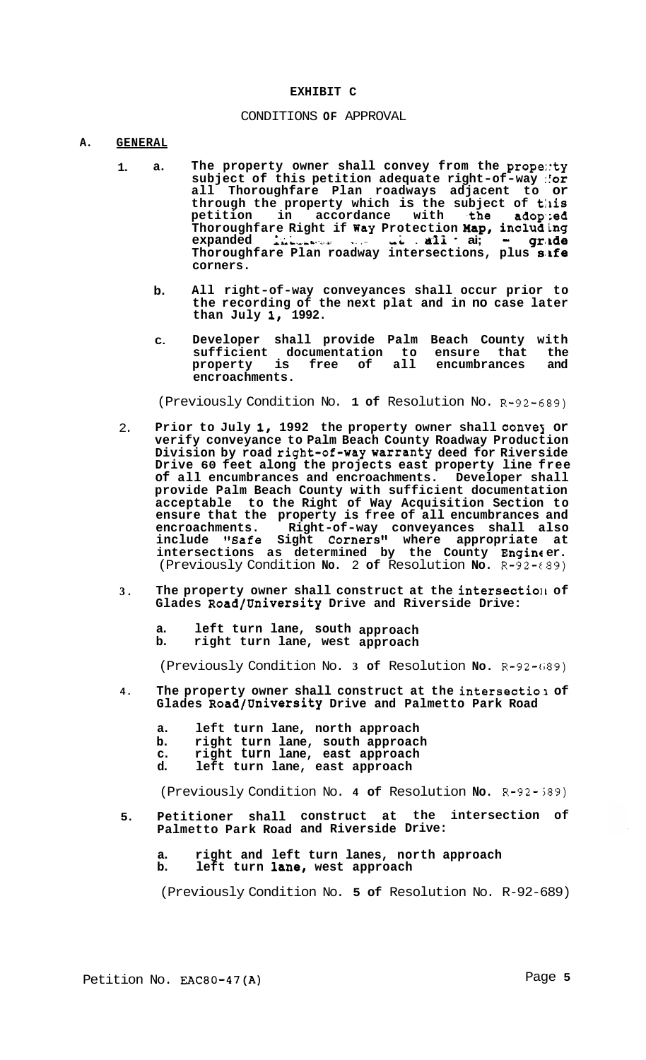# EXHIBIT C

## CONDITIONS OF APPROVAL

## A. GENERAL

1. a. **The property owner shall convey from the property subject of this petition adequate right-of-way for all Thoroughfare Plan roadways adjacent to or through the property which is the subject of this petition in accordance with the adopted Thoroughfare Right if Way Protection Map, including expanded intersections at all at grade Thoroughfare Plan roadway intersections, plus safe corners.**

   b. **All right-of-way conveyances shall occur prior to the recording of the next plat and in no case later than July 1, 1992.**

   c. **Developer shall provide Palm Beach County with sufficient documentation to ensure that the property is free of all encumbrances and encroachments.**

   (Previously Condition No. **1 of** Resolution No. R-92-689)

2. **Prior to July 1, 1992 the property owner shall convey or verify conveyance to Palm Beach County Roadway Production Division by road right-of-way warranty deed for Riverside Drive 60 feet along the projects east property line free of all encumbrances and encroachments. Developer shall provide Palm Beach County with sufficient documentation acceptable to the Right of Way Acquisition Section to ensure that the property is free of all encumbrances and encroachments. Right-of-way conveyances shall also include "Safe Sight Corners" where appropriate at intersections as determined by the County Engineer.** (Previously Condition **No.** 2 **of** Resolution **No.** R-92-689)

3. **The property owner shall construct at the intersection of Glades Road/University Drive and Riverside Drive:**

   a. **left turn lane, south approach**
   b. **right turn lane, west approach**

   (Previously Condition No. **3 of** Resolution **No.** R-92-689)

4. **The property owner shall construct at the intersection of Glades Road/University Drive and Palmetto Park Road**

   a. **left turn lane, north approach**
   b. **right turn lane, south approach**
   c. **right turn lane, east approach**
   d. **left turn lane, east approach**

   (Previously Condition No. **4 of** Resolution **No.** R-92-689)

5. **Petitioner shall construct at the intersection of Palmetto Park Road and Riverside Drive:**

   a. **right and left turn lanes, north approach**
   b. **left turn lane, west approach**

   (Previously Condition No. **5 of** Resolution No. R-92-689)

Petition No. EAC80-47(A)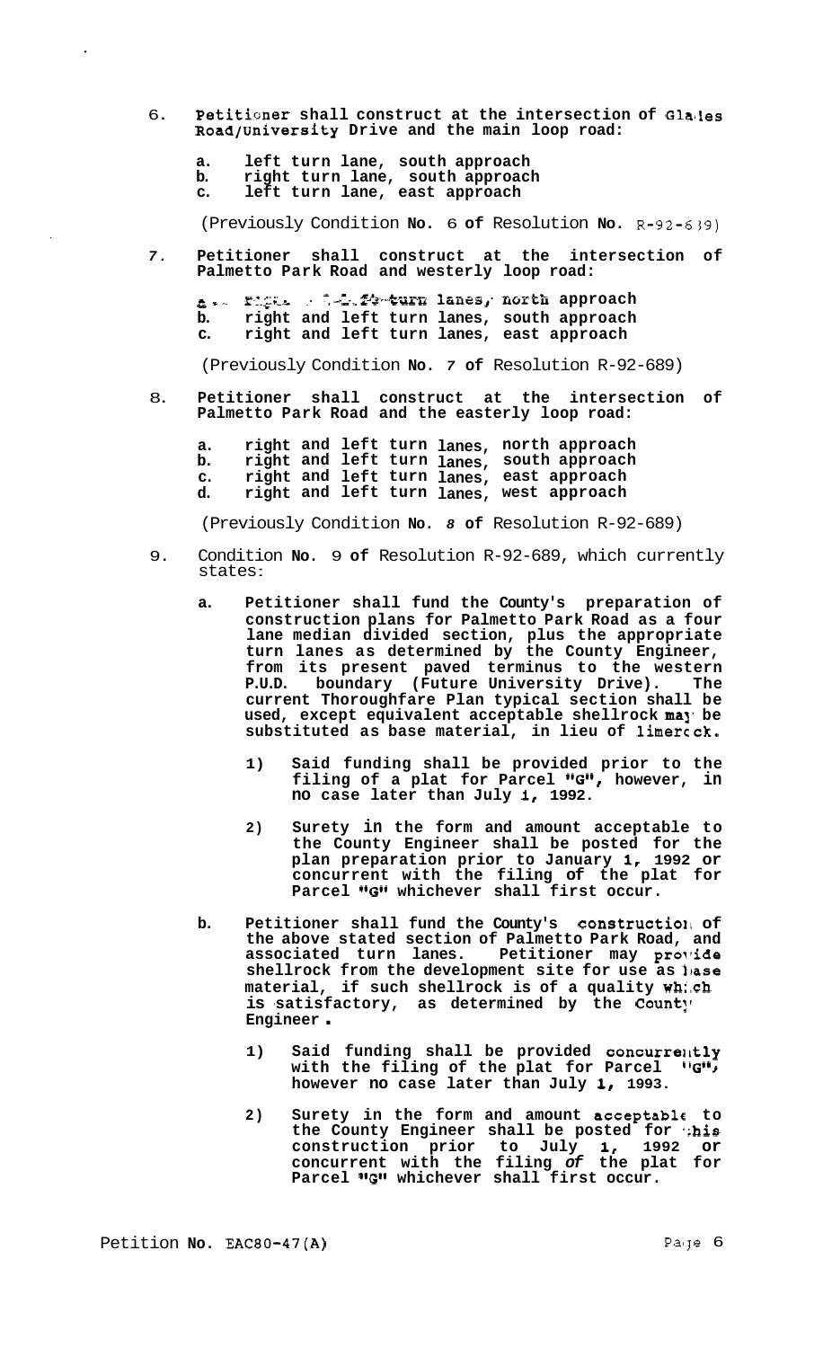6. **Petitioner shall construct at the intersection of Glades Road/University Drive and the main loop road:**

   a. **left turn lane, south approach**
   b. **right turn lane, south approach**
   c. **left turn lane, east approach**

   (Previously Condition **No.** 6 **of** Resolution **No.** R-92-689)

7. **Petitioner shall construct at the intersection of Palmetto Park Road and westerly loop road:**

   a. **right and left turn lanes, north approach**
   b. **right and left turn lanes, south approach**
   c. **right and left turn lanes, east approach**

   (Previously Condition **No.** *7* **of** Resolution R-92-689)

8. **Petitioner shall construct at the intersection of Palmetto Park Road and the easterly loop road:**

   a. **right and left turn lanes, north approach**
   b. **right and left turn lanes, south approach**
   c. **right and left turn lanes, east approach**
   d. **right and left turn lanes, west approach**

   (Previously Condition **No.** *8* **of** Resolution R-92-689)

9. Condition **No.** 9 **of** Resolution R-92-689, which currently states:

   a. **Petitioner shall fund the County's preparation of construction plans for Palmetto Park Road as a four lane median divided section, plus the appropriate turn lanes as determined by the County Engineer, from its present paved terminus to the western P.U.D. boundary (Future University Drive). The current Thoroughfare Plan typical section shall be used, except equivalent acceptable shellrock may be substituted as base material, in lieu of limerock.**

      1) **Said funding shall be provided prior to the filing of a plat for Parcel "G", however, in no case later than July 1, 1992.**

      2) **Surety in the form and amount acceptable to the County Engineer shall be posted for the plan preparation prior to January 1, 1992 or concurrent with the filing of the plat for Parcel "G" whichever shall first occur.**

   b. **Petitioner shall fund the County's construction of the above stated section of Palmetto Park Road, and associated turn lanes. Petitioner may provide shellrock from the development site for use as base material, if such shellrock is of a quality which is satisfactory, as determined by the County Engineer.**

      1) **Said funding shall be provided concurrently with the filing of the plat for Parcel "G", however no case later than July 1, 1993.**

      2) **Surety in the form and amount acceptable to the County Engineer shall be posted for this construction prior to July 1, 1992 or concurrent with the filing *of* the plat for Parcel "G" whichever shall first occur.**

Petition **No.** EAC80-47(A)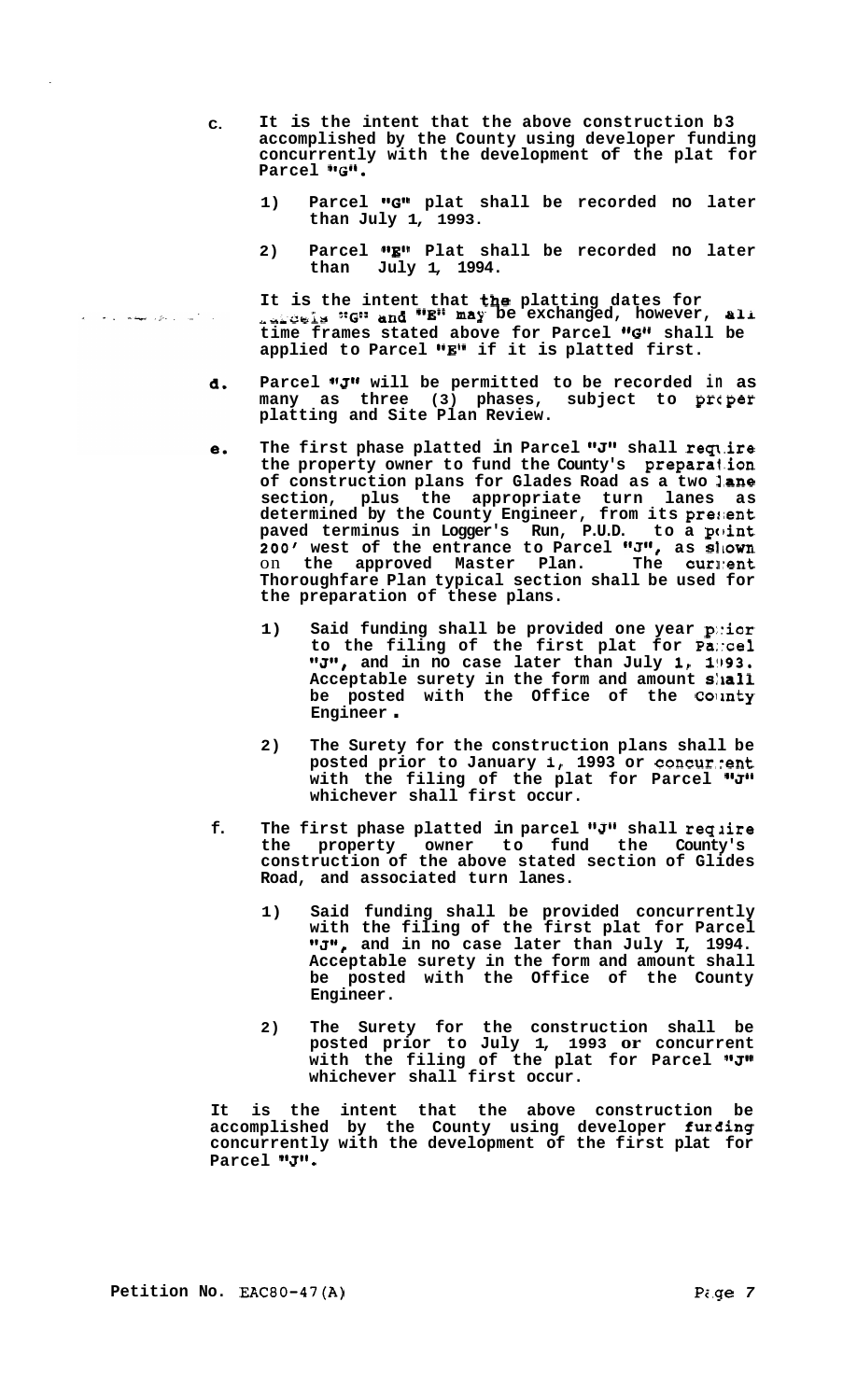c. It is the intent that the above construction b3 accomplished by the County using developer funding concurrently with the development of the plat for Parcel "G".

   1) Parcel "G" plat shall be recorded no later than July 1, 1993.

   2) Parcel "E" Plat shall be recorded no later than July 1, 1994.

   It is the intent that the platting dates for Parcels "G" and "E" may be exchanged, however, all time frames stated above for Parcel "G" shall be applied to Parcel "E" if it is platted first.

d. Parcel "J" will be permitted to be recorded in as many as three (3) phases, subject to proper platting and Site Plan Review.

e. The first phase platted in Parcel "J" shall require the property owner to fund the County's preparation of construction plans for Glades Road as a two lane section, plus the appropriate turn lanes as determined by the County Engineer, from its present paved terminus in Logger's Run, P.U.D. to a point 200' west of the entrance to Parcel "J", as shown on the approved Master Plan. The current Thoroughfare Plan typical section shall be used for the preparation of these plans.

   1) Said funding shall be provided one year prior to the filing of the first plat for Parcel "J", and in no case later than July 1, 1993. Acceptable surety in the form and amount shall be posted with the Office of the County Engineer.

   2) The Surety for the construction plans shall be posted prior to January 1, 1993 or concurrent with the filing of the plat for Parcel "J" whichever shall first occur.

f. The first phase platted in parcel "J" shall require the property owner to fund the County's construction of the above stated section of Glides Road, and associated turn lanes.

   1) Said funding shall be provided concurrently with the filing of the first plat for Parcel "J", and in no case later than July I, 1994. Acceptable surety in the form and amount shall be posted with the Office of the County Engineer.

   2) The Surety for the construction shall be posted prior to July 1, 1993 or concurrent with the filing of the plat for Parcel "J" whichever shall first occur.

It is the intent that the above construction be accomplished by the County using developer funding concurrently with the development of the first plat for Parcel "J".

Petition No. EAC80-47(A)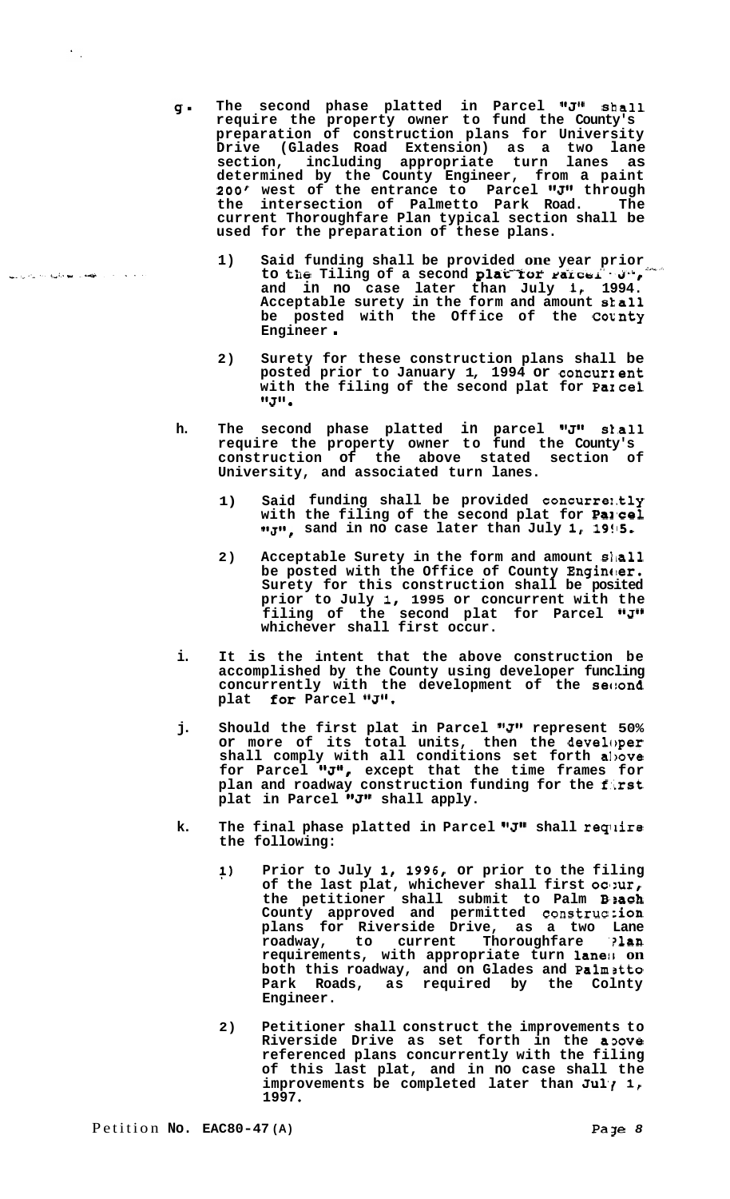g. The second phase platted in Parcel "J" shall require the property owner to fund the County's preparation of construction plans for University Drive (Glades Road Extension) as a two lane section, including appropriate turn lanes as determined by the County Engineer, from a paint 200' west of the entrance to Parcel "J" through the intersection of Palmetto Park Road. The current Thoroughfare Plan typical section shall be used for the preparation of these plans.

   1) Said funding shall be provided one year prior to the filing of a second plat for Parcel "J", and in no case later than July 1, 1994. Acceptable surety in the form and amount shall be posted with the Office of the County Engineer.

   2) Surety for these construction plans shall be posted prior to January 1, 1994 or concurrent with the filing of the second plat for Parcel "J".

h. The second phase platted in parcel "J" shall require the property owner to fund the County's construction of the above stated section of University, and associated turn lanes.

   1) Said funding shall be provided concurrently with the filing of the second plat for Parcel "J", sand in no case later than July 1, 1995.

   2) Acceptable Surety in the form and amount shall be posted with the Office of County Engineer. Surety for this construction shall be posited prior to July 1, 1995 or concurrent with the filing of the second plat for Parcel "J" whichever shall first occur.

i. It is the intent that the above construction be accomplished by the County using developer funding concurrently with the development of the second plat for Parcel "J".

j. Should the first plat in Parcel "J" represent 50% or more of its total units, then the developer shall comply with all conditions set forth above for Parcel "J", except that the time frames for plan and roadway construction funding for the first plat in Parcel "J" shall apply.

k. The final phase platted in Parcel "J" shall require the following:

   1) Prior to July 1, 1996, or prior to the filing of the last plat, whichever shall first occur, the petitioner shall submit to Palm Beach County approved and permitted construction plans for Riverside Drive, as a two Lane roadway, to current Thoroughfare Plan requirements, with appropriate turn lanes on both this roadway, and on Glades and Palmetto Park Roads, as required by the County Engineer.

   2) Petitioner shall construct the improvements to Riverside Drive as set forth in the above referenced plans concurrently with the filing of this last plat, and in no case shall the improvements be completed later than July 1, 1997.

Petition NO. EAC80-47(A)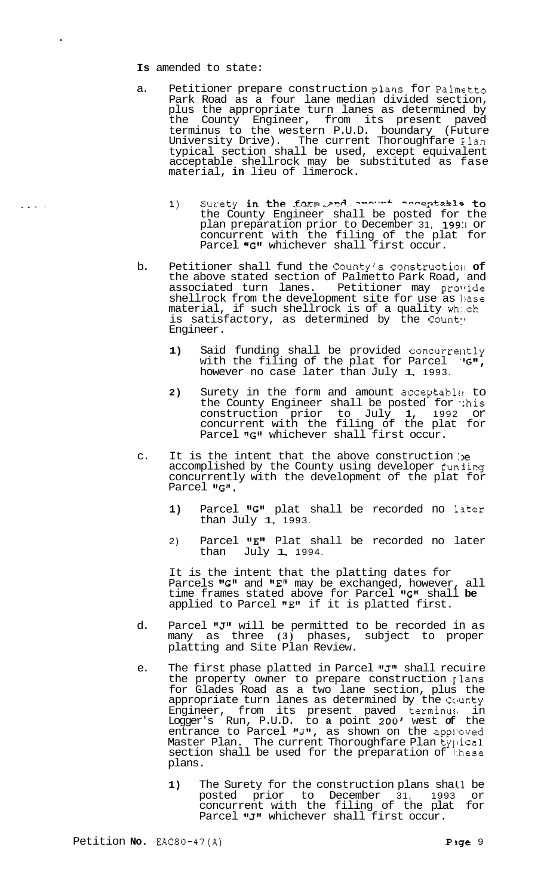Is amended to state:

a. Petitioner prepare construction plans for Palmetto Park Road as a four lane median divided section, plus the appropriate turn lanes as determined by the County Engineer, from its present paved terminus to the western P.U.D. boundary (Future University Drive). The current Thoroughfare Plan typical section shall be used, except equivalent acceptable shellrock may be substituted as fase material, in lieu of limerock.

   1) Surety in the form and amount acceptable to the County Engineer shall be posted for the plan preparation prior to December 31, 1993 or concurrent with the filing of the plat for Parcel "G" whichever shall first occur.

b. Petitioner shall fund the County's construction of the above stated section of Palmetto Park Road, and associated turn lanes. Petitioner may provide shellrock from the development site for use as base material, if such shellrock is of a quality which is satisfactory, as determined by the County Engineer.

   1) Said funding shall be provided concurrently with the filing of the plat for Parcel "G", however no case later than July 1, 1993.

   2) Surety in the form and amount acceptable to the County Engineer shall be posted for this construction prior to July 1, 1992 or concurrent with the filing of the plat for Parcel "G" whichever shall first occur.

c. It is the intent that the above construction be accomplished by the County using developer funding concurrently with the development of the plat for Parcel "G".

   1) Parcel "G" plat shall be recorded no later than July 1, 1993.

   2) Parcel "E" Plat shall be recorded no later than July 1, 1994.

   It is the intent that the platting dates for Parcels "G" and "E" may be exchanged, however, all time frames stated above for Parcel "G" shall be applied to Parcel "E" if it is platted first.

d. Parcel "J" will be permitted to be recorded in as many as three (3) phases, subject to proper platting and Site Plan Review.

e. The first phase platted in Parcel "J" shall recuire the property owner to prepare construction plans for Glades Road as a two lane section, plus the appropriate turn lanes as determined by the County Engineer, from its present paved terminus in Logger's Run, P.U.D. to a point 200' west of the entrance to Parcel "J", as shown on the approved Master Plan. The current Thoroughfare Plan typical section shall be used for the preparation of these plans.

   1) The Surety for the construction plans shall be posted prior to December 31, 1993 or concurrent with the filing of the plat for Parcel "J" whichever shall first occur.

Petition No. EAC80-47(A)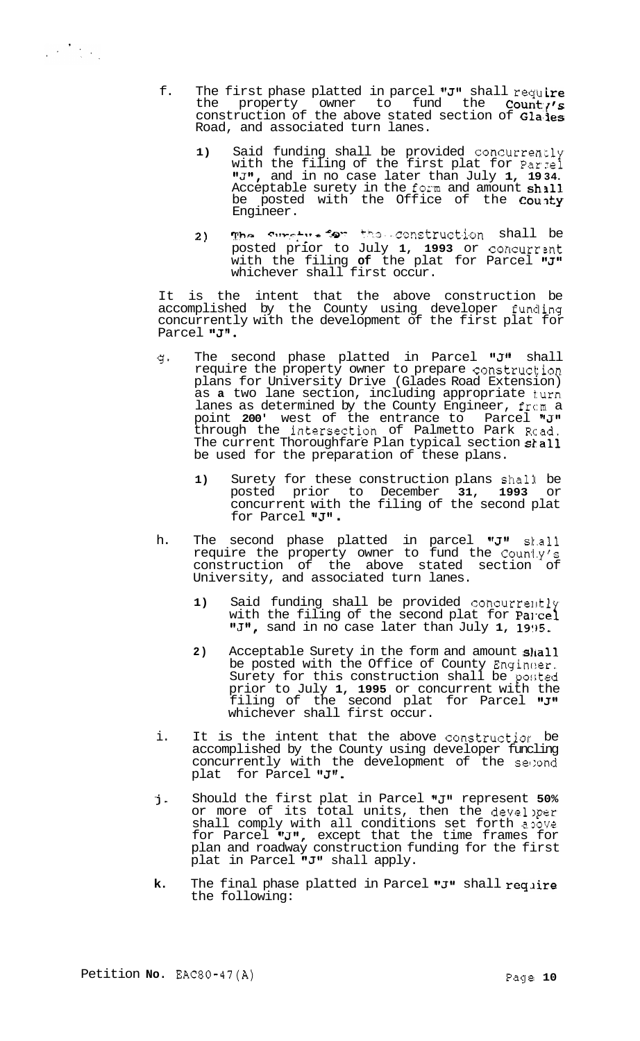f. The first phase platted in parcel "J" shall require the property owner to fund the County's construction of the above stated section of Glades Road, and associated turn lanes.

   1) Said funding shall be provided concurrently with the filing of the first plat for Parcel "J", and in no case later than July 1, 1934. Acceptable surety in the form and amount shall be posted with the Office of the County Engineer.

   2) The Surety for the construction shall be posted prior to July 1, 1993 or concurrent with the filing of the plat for Parcel "J" whichever shall first occur.

It is the intent that the above construction be accomplished by the County using developer funding concurrently with the development of the first plat for Parcel "J".

g. The second phase platted in Parcel "J" shall require the property owner to prepare construction plans for University Drive (Glades Road Extension) as a two lane section, including appropriate turn lanes as determined by the County Engineer, from a point 200' west of the entrance to Parcel "J" through the intersection of Palmetto Park Road. The current Thoroughfare Plan typical section shall be used for the preparation of these plans.

   1) Surety for these construction plans shall be posted prior to December 31, 1993 or concurrent with the filing of the second plat for Parcel "J".

h. The second phase platted in parcel "J" shall require the property owner to fund the County's construction of the above stated section of University, and associated turn lanes.

   1) Said funding shall be provided concurrently with the filing of the second plat for Parcel "J", sand in no case later than July 1, 1995.

   2) Acceptable Surety in the form and amount shall be posted with the Office of County Engineer. Surety for this construction shall be posted prior to July 1, 1995 or concurrent with the filing of the second plat for Parcel "J" whichever shall first occur.

i. It is the intent that the above construction be accomplished by the County using developer funding concurrently with the development of the second plat for Parcel "J".

j. Should the first plat in Parcel "J" represent 50% or more of its total units, then the developer shall comply with all conditions set forth above for Parcel "J", except that the time frames for plan and roadway construction funding for the first plat in Parcel "J" shall apply.

k. The final phase platted in Parcel "J" shall require the following:

Petition No. EAC80-47(A)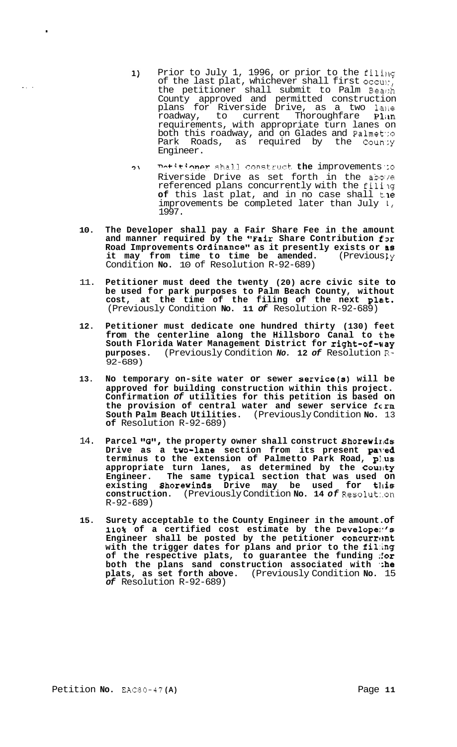1) Prior to July 1, 1996, or prior to the filing of the last plat, whichever shall first occur, the petitioner shall submit to Palm Beach County approved and permitted construction plans for Riverside Drive, as a two lane roadway, to current Thoroughfare Plan requirements, with appropriate turn lanes on both this roadway, and on Glades and Palmetto Park Roads, as required by the County Engineer.

2) Petitioner shall construct the improvements to Riverside Drive as set forth in the above referenced plans concurrently with the filing of this last plat, and in no case shall the improvements be completed later than July 1, 1997.

10. **The Developer shall pay a Fair Share Fee in the amount and manner required by the "Fair Share Contribution for Road Improvements Ordinance" as it presently exists or as it may from time to time be amended.** (Previously Condition **No.** 10 of Resolution R-92-689)

11. **Petitioner must deed the twenty (20) acre civic site to be used for park purposes to Palm Beach County, without cost, at the time of the filing of the next plat.** (Previously Condition **No. 11** *of* Resolution R-92-689)

12. **Petitioner must dedicate one hundred thirty (130) feet from the centerline along the Hillsboro Canal to the South Florida Water Management District for right-of-way purposes.** (Previously Condition *No.* **12** *of* Resolution R-92-689)

13. **No temporary on-site water or sewer service(s) will be approved for building construction within this project. Confirmation** *of* **utilities for this petition is based on the provision of central water and sewer service from South Palm Beach Utilities.** (Previously Condition **No.** 13 **of** Resolution R-92-689)

14. **Parcel "G", the property owner shall construct Shorewinds Drive as a two-lane section from its present paved terminus to the extension of Palmetto Park Road, plus appropriate turn lanes, as determined by the County Engineer. The same typical section that was used on existing Shorewinds Drive may be used for this construction.** (Previously Condition **No. 14** *of* Resolution R-92-689)

15. **Surety acceptable to the County Engineer in the amount of 110% of a certified cost estimate by the Developer's Engineer shall be posted by the petitioner concurrent with the trigger dates for plans and prior to the filing of the respective plats, to guarantee the funding for both the plans sand construction associated with the plats, as set forth above.** (Previously Condition **No.** 15 *of* Resolution R-92-689)

Petition **No.** EAC80-47**(A)**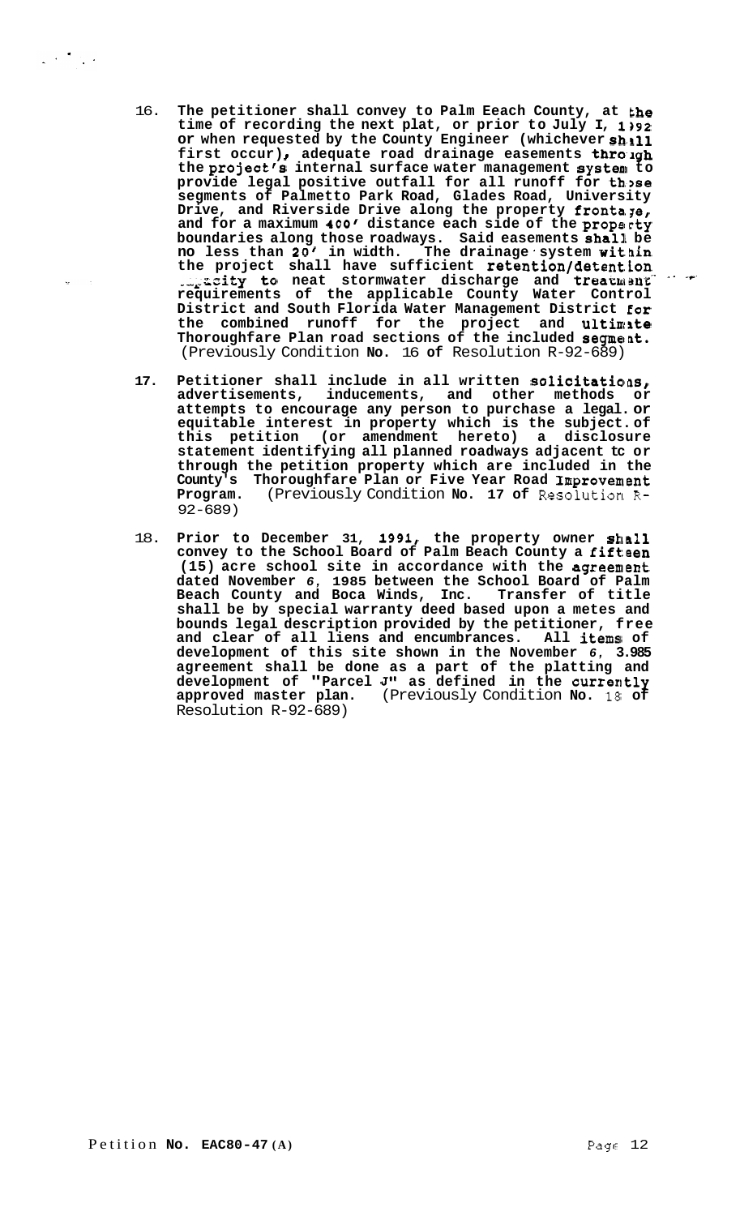16. **The petitioner shall convey to Palm Eeach County, at the time of recording the next plat, or prior to July I, 1992 or when requested by the County Engineer (whichever shall first occur), adequate road drainage easements through the project's internal surface water management system to provide legal positive outfall for all runoff for those segments of Palmetto Park Road, Glades Road, University Drive, and Riverside Drive along the property frontage, and for a maximum 400' distance each side of the property boundaries along those roadways. Said easements shall be no less than 20' in width. The drainage system within the project shall have sufficient retention/detention capacity to meet stormwater discharge and treatment requirements of the applicable County Water Control District and South Florida Water Management District for the combined runoff for the project and ultimate Thoroughfare Plan road sections of the included segment.** (Previously Condition **No.** 16 **of** Resolution R-92-689)

17. **Petitioner shall include in all written solicitations, advertisements, inducements, and other methods or attempts to encourage any person to purchase a legal. or equitable interest in property which is the subject. of this petition (or amendment hereto) a disclosure statement identifying all planned roadways adjacent to or through the petition property which are included in the County's Thoroughfare Plan or Five Year Road Improvement Program.** (Previously Condition **No. 17 of** Resolution R-92-689)

18. **Prior to December 31, 1991, the property owner shall convey to the School Board of Palm Beach County a fifteen (15) acre school site in accordance with the agreement dated November 6, 1985 between the School Board of Palm Beach County and Boca Winds, Inc. Transfer of title shall be by special warranty deed based upon a metes and bounds legal description provided by the petitioner, free and clear of all liens and encumbrances. All items of development of this site shown in the November 6, 1985 agreement shall be done as a part of the platting and development of "Parcel J" as defined in the currently approved master plan.** (Previously Condition **No.** 18 **of** Resolution R-92-689)

Petition **No. EAC80-47 (A)**